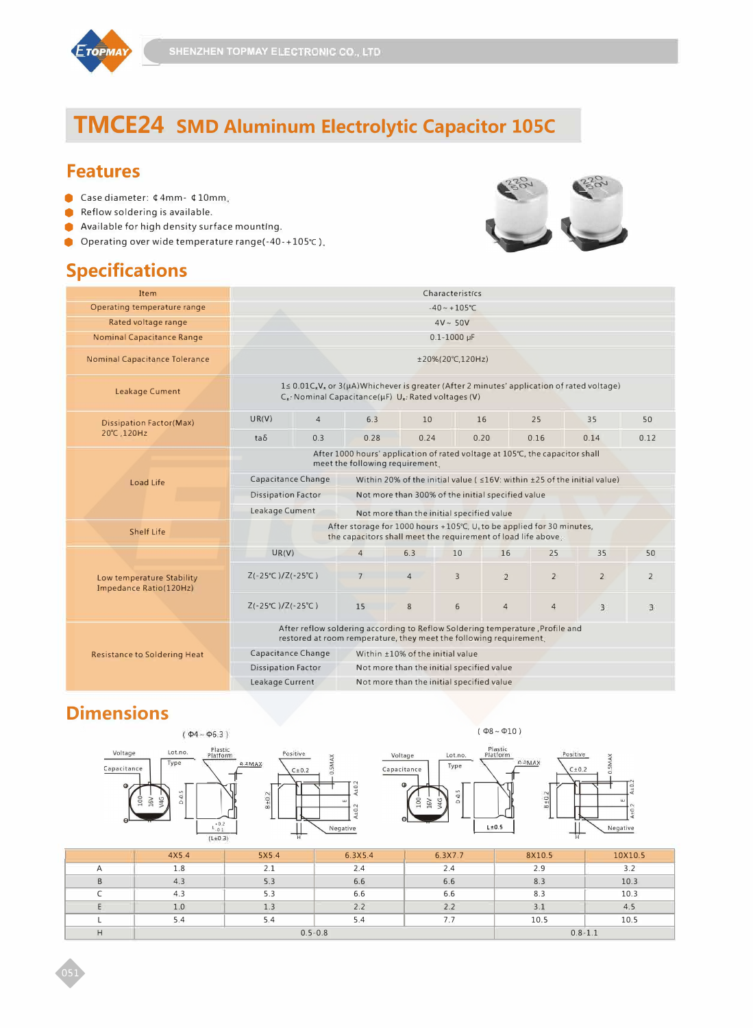# TMCE24 SMD Aluminum Electrolytic Capacitor 105C

## Features

- Case diameter: ¢4mm- ¢10mm.
- Reflow soldering is available.
- Available for high density surface mounting.
- Operating over wide temperature range(-40-+105℃).

## Specifications

| Item | Characteristics | | | | | | | |
|---|---|---|---|---|---|---|---|---|
| Operating temperature range | -40 ~ +105℃ | | | | | | | |
| Rated voltage range | 4V ~ 50V | | | | | | | |
| Nominal Capacitance Range | 0.1-1000 μF | | | | | | | |
| Nominal Capacitance Tolerance | ±20%(20℃,120Hz) | | | | | | | |
| Leakage Cument | I≤ 0.01$C_r V_r$ or 3(μA)Whichever is greater (After 2 minutes' application of rated voltage) $C_r$: Nominal Capacitance(μF) $U_r$: Rated voltages (V) | | | | | | | |
| Dissipation Factor(Max) 20℃,120Hz | UR(V) | 4 | 6.3 | 10 | 16 | 25 | 35 | 50 |
| | tanδ | 0.3 | 0.28 | 0.24 | 0.20 | 0.16 | 0.14 | 0.12 |
| Load Life | After 1000 hours' application of rated voltage at 105℃, the capacitor shall meet the following requirement. | | | | | | | |
| | Capacitance Change | Within 20% of the initial value ( ≤16V: within ±25 of the initial value) | | | | | | |
| | Dissipation Factor | Not more than 300% of the initial specified value | | | | | | |
| | Leakage Cument | Not more than the initial specified value | | | | | | |
| Shelf Life | After storage for 1000 hours +105℃, $U_r$ to be applied for 30 minutes, the capacitors shall meet the requirement of load life above. | | | | | | | |
| Low temperature Stability Impedance Ratio(120Hz) | UR(V) | 4 | 6.3 | 10 | 16 | 25 | 35 | 50 |
| | Z(-25℃)/Z(-25℃) | 7 | 4 | 3 | 2 | 2 | 2 | 2 |
| | Z(-25℃)/Z(-25℃) | 15 | 8 | 6 | 4 | 4 | 3 | 3 |
| Resistance to Soldering Heat | After reflow soldering according to Reflow Soldering temperature ,Profile and restored at room remperature, they meet the following requirement. | | | | | | | |
| | Capacitance Change | Within ±10% of the initial value | | | | | | |
| | Dissipation Factor | Not more than the initial specified value | | | | | | |
| | Leakage Current | Not more than the initial specified value | | | | | | |

## Dimensions

( Φ4 ~ Φ6.3 )

( Φ8 ~ Φ10 )

| | 4X5.4 | 5X5.4 | 6.3X5.4 | 6.3X7.7 | 8X10.5 | 10X10.5 |
|---|---|---|---|---|---|---|
| A | 1.8 | 2.1 | 2.4 | 2.4 | 2.9 | 3.2 |
| B | 4.3 | 5.3 | 6.6 | 6.6 | 8.3 | 10.3 |
| C | 4.3 | 5.3 | 6.6 | 6.6 | 8.3 | 10.3 |
| E | 1.0 | 1.3 | 2.2 | 2.2 | 3.1 | 4.5 |
| L | 5.4 | 5.4 | 5.4 | 7.7 | 10.5 | 10.5 |
| H | 0.5-0.8 | | | | 0.8-1.1 | |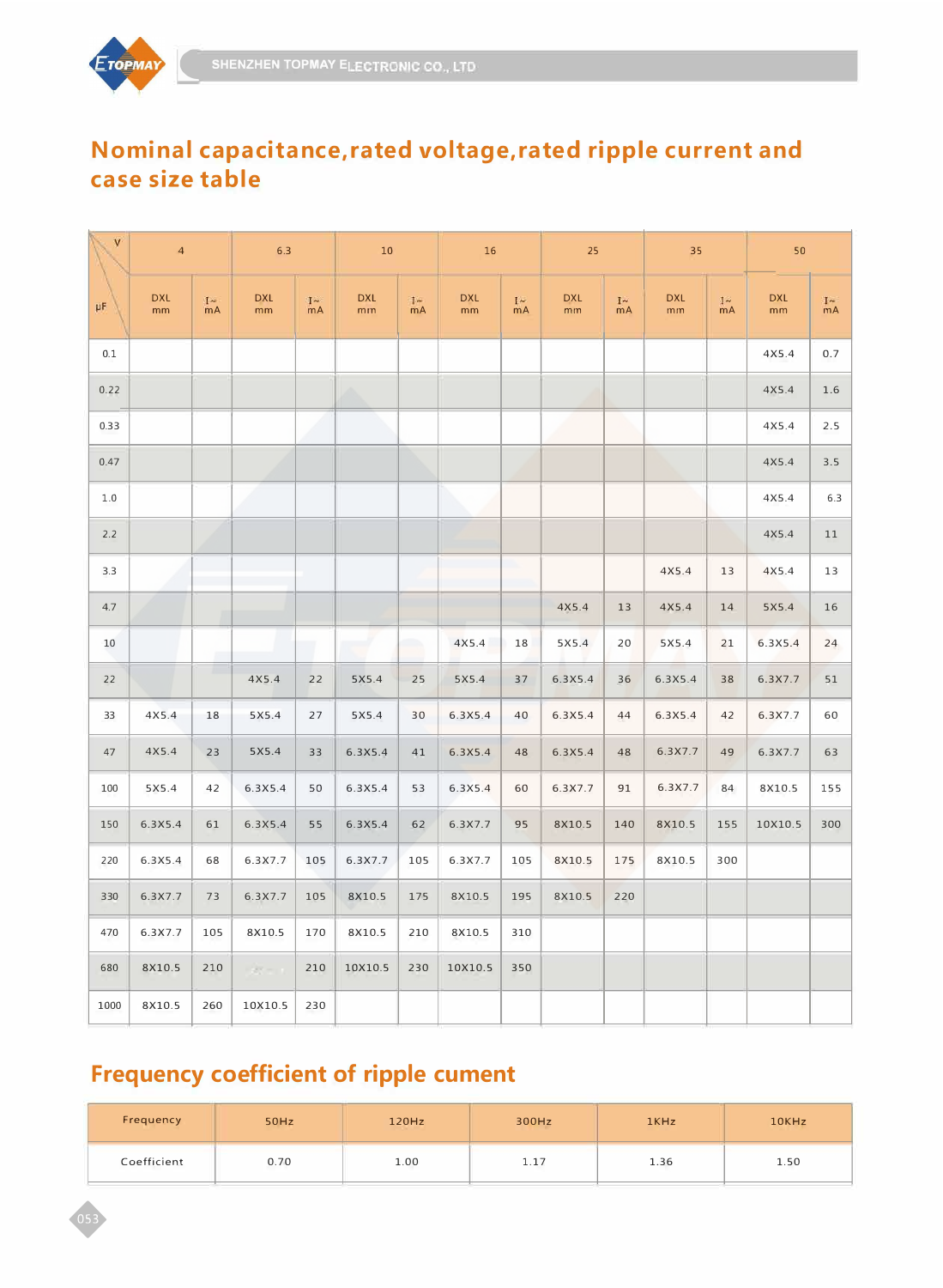## Nominal capacitance,rated voltage,rated ripple current and case size table

| V / μF | 4 | | 6.3 | | 10 | | 16 | | 25 | | 35 | | 50 | |
|---|---|---|---|---|---|---|---|---|---|---|---|---|---|---|
| | DXL mm | I~ mA | DXL mm | I~ mA | DXL mm | I~ mA | DXL mm | I~ mA | DXL mm | I~ mA | DXL mm | I~ mA | DXL mm | I~ mA |
| 0.1 | | | | | | | | | | | | | 4X5.4 | 0.7 |
| 0.22 | | | | | | | | | | | | | 4X5.4 | 1.6 |
| 0.33 | | | | | | | | | | | | | 4X5.4 | 2.5 |
| 0.47 | | | | | | | | | | | | | 4X5.4 | 3.5 |
| 1.0 | | | | | | | | | | | | | 4X5.4 | 6.3 |
| 2.2 | | | | | | | | | | | | | 4X5.4 | 11 |
| 3.3 | | | | | | | | | | | 4X5.4 | 13 | 4X5.4 | 13 |
| 4.7 | | | | | | | | | 4X5.4 | 13 | 4X5.4 | 14 | 5X5.4 | 16 |
| 10 | | | | | | | 4X5.4 | 18 | 5X5.4 | 20 | 5X5.4 | 21 | 6.3X5.4 | 24 |
| 22 | | | 4X5.4 | 22 | 5X5.4 | 25 | 5X5.4 | 37 | 6.3X5.4 | 36 | 6.3X5.4 | 38 | 6.3X7.7 | 51 |
| 33 | 4X5.4 | 18 | 5X5.4 | 27 | 5X5.4 | 30 | 6.3X5.4 | 40 | 6.3X5.4 | 44 | 6.3X5.4 | 42 | 6.3X7.7 | 60 |
| 47 | 4X5.4 | 23 | 5X5.4 | 33 | 6.3X5.4 | 41 | 6.3X5.4 | 48 | 6.3X5.4 | 48 | 6.3X7.7 | 49 | 6.3X7.7 | 63 |
| 100 | 5X5.4 | 42 | 6.3X5.4 | 50 | 6.3X5.4 | 53 | 6.3X5.4 | 60 | 6.3X7.7 | 91 | 6.3X7.7 | 84 | 8X10.5 | 155 |
| 150 | 6.3X5.4 | 61 | 6.3X5.4 | 55 | 6.3X5.4 | 62 | 6.3X7.7 | 95 | 8X10.5 | 140 | 8X10.5 | 155 | 10X10.5 | 300 |
| 220 | 6.3X5.4 | 68 | 6.3X7.7 | 105 | 6.3X7.7 | 105 | 6.3X7.7 | 105 | 8X10.5 | 175 | 8X10.5 | 300 | | |
| 330 | 6.3X7.7 | 73 | 6.3X7.7 | 105 | 8X10.5 | 175 | 8X10.5 | 195 | 8X10.5 | 220 | | | | |
| 470 | 6.3X7.7 | 105 | 8X10.5 | 170 | 8X10.5 | 210 | 8X10.5 | 310 | | | | | | |
| 680 | 8X10.5 | 210 | | 210 | 10X10.5 | 230 | 10X10.5 | 350 | | | | | | |
| 1000 | 8X10.5 | 260 | 10X10.5 | 230 | | | | | | | | | | |

## Frequency coefficient of ripple cument

| Frequency | 50Hz | 120Hz | 300Hz | 1KHz | 10KHz |
|---|---|---|---|---|---|
| Coefficient | 0.70 | 1.00 | 1.17 | 1.36 | 1.50 |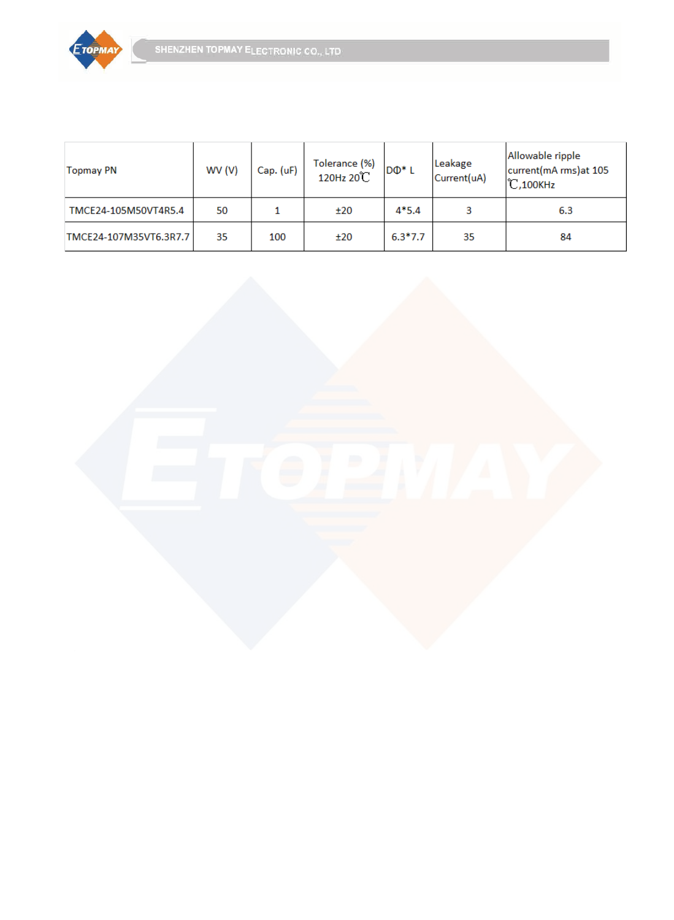| Topmay PN | WV (V) | Cap. (uF) | Tolerance (%) 120Hz 20℃ | DΦ* L | Leakage Current(uA) | Allowable ripple current(mA rms)at 105 ℃,100KHz |
|---|---|---|---|---|---|---|
| TMCE24-105M50VT4R5.4 | 50 | 1 | ±20 | 4*5.4 | 3 | 6.3 |
| TMCE24-107M35VT6.3R7.7 | 35 | 100 | ±20 | 6.3*7.7 | 35 | 84 |